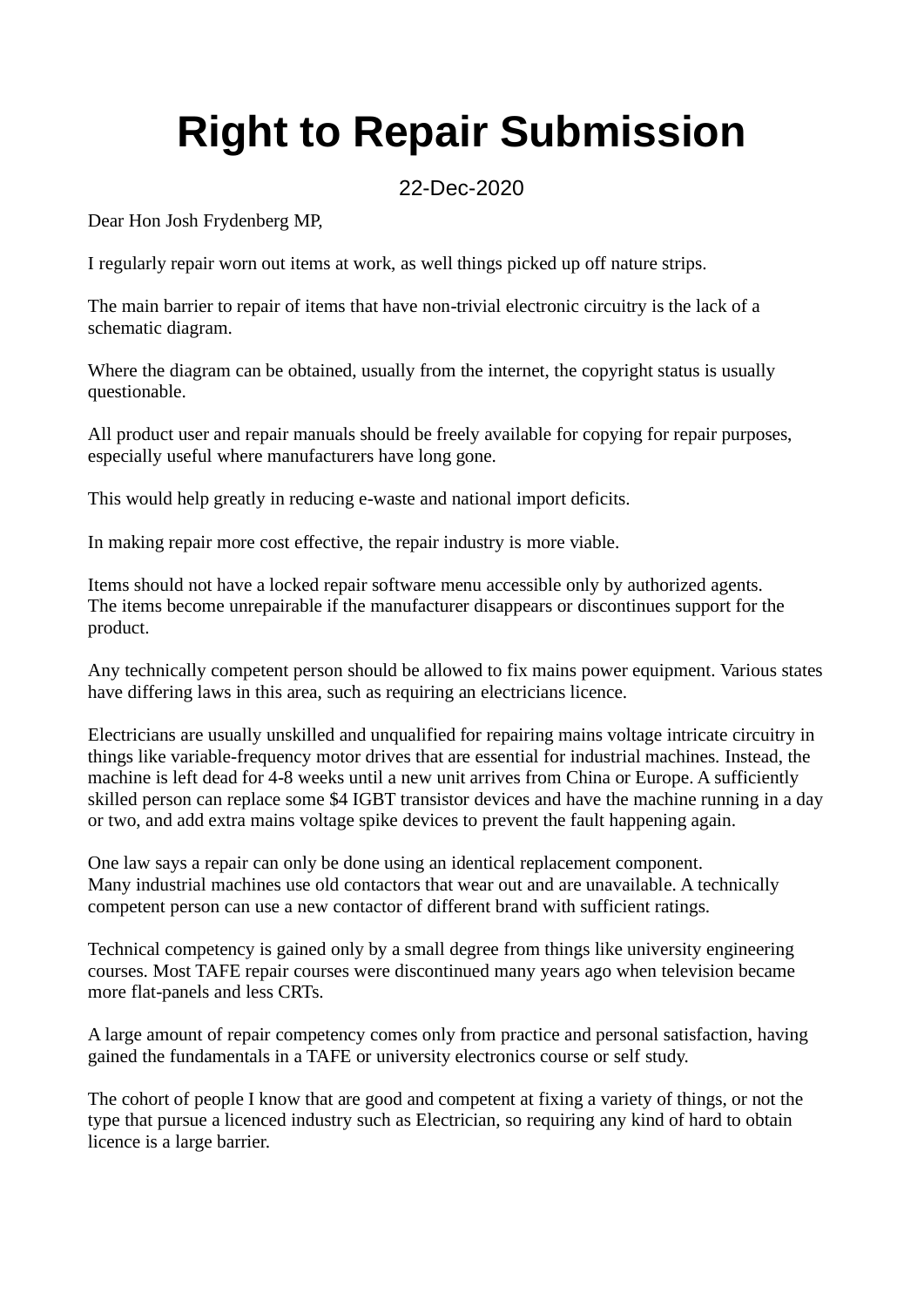# Right to Repair Submission

22-Dec-2020

Dear Hon Josh Frydenberg MP,

I regularly repair worn out items at work, as well things picked up off nature strips.

The main barrier to repair of items that have non-trivial electronic circuitry is the lack of a schematic diagram.

Where the diagram can be obtained, usually from the internet, the copyright status is usually questionable.

All product user and repair manuals should be freely available for copying for repair purposes, especially useful where manufacturers have long gone.

This would help greatly in reducing e-waste and national import deficits.

In making repair more cost effective, the repair industry is more viable.

Items should not have a locked repair software menu accessible only by authorized agents.
The items become unrepairable if the manufacturer disappears or discontinues support for the product.

Any technically competent person should be allowed to fix mains power equipment. Various states have differing laws in this area, such as requiring an electricians licence.

Electricians are usually unskilled and unqualified for repairing mains voltage intricate circuitry in things like variable-frequency motor drives that are essential for industrial machines. Instead, the machine is left dead for 4-8 weeks until a new unit arrives from China or Europe. A sufficiently skilled person can replace some $4 IGBT transistor devices and have the machine running in a day or two, and add extra mains voltage spike devices to prevent the fault happening again.

One law says a repair can only be done using an identical replacement component.
Many industrial machines use old contactors that wear out and are unavailable. A technically competent person can use a new contactor of different brand with sufficient ratings.

Technical competency is gained only by a small degree from things like university engineering courses. Most TAFE repair courses were discontinued many years ago when television became more flat-panels and less CRTs.

A large amount of repair competency comes only from practice and personal satisfaction, having gained the fundamentals in a TAFE or university electronics course or self study.

The cohort of people I know that are good and competent at fixing a variety of things, or not the type that pursue a licenced industry such as Electrician, so requiring any kind of hard to obtain licence is a large barrier.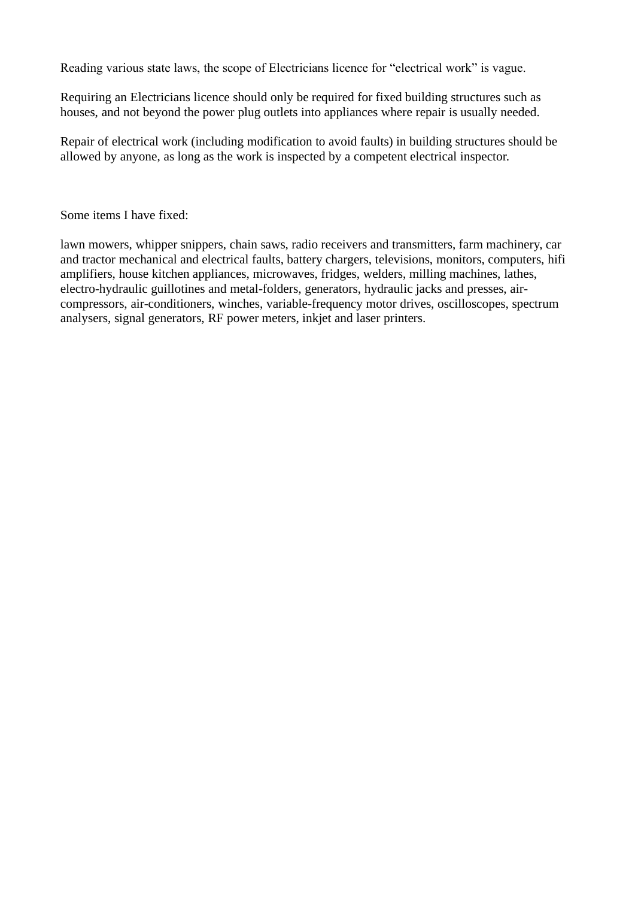Reading various state laws, the scope of Electricians licence for "electrical work" is vague.

Requiring an Electricians licence should only be required for fixed building structures such as houses, and not beyond the power plug outlets into appliances where repair is usually needed.

Repair of electrical work (including modification to avoid faults) in building structures should be allowed by anyone, as long as the work is inspected by a competent electrical inspector.

Some items I have fixed:

lawn mowers, whipper snippers, chain saws, radio receivers and transmitters, farm machinery, car and tractor mechanical and electrical faults, battery chargers, televisions, monitors, computers, hifi amplifiers, house kitchen appliances, microwaves, fridges, welders, milling machines, lathes, electro-hydraulic guillotines and metal-folders, generators, hydraulic jacks and presses, air-compressors, air-conditioners, winches, variable-frequency motor drives, oscilloscopes, spectrum analysers, signal generators, RF power meters, inkjet and laser printers.